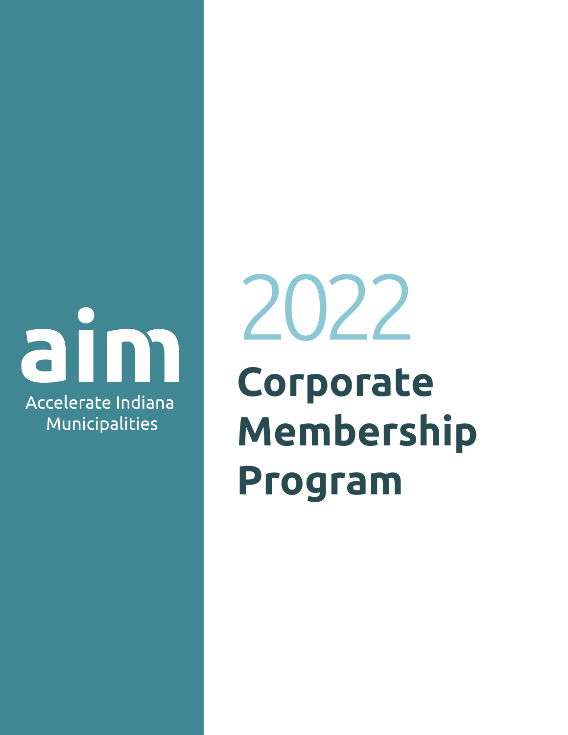aim

Accelerate Indiana Municipalities

# 2022 Corporate Membership Program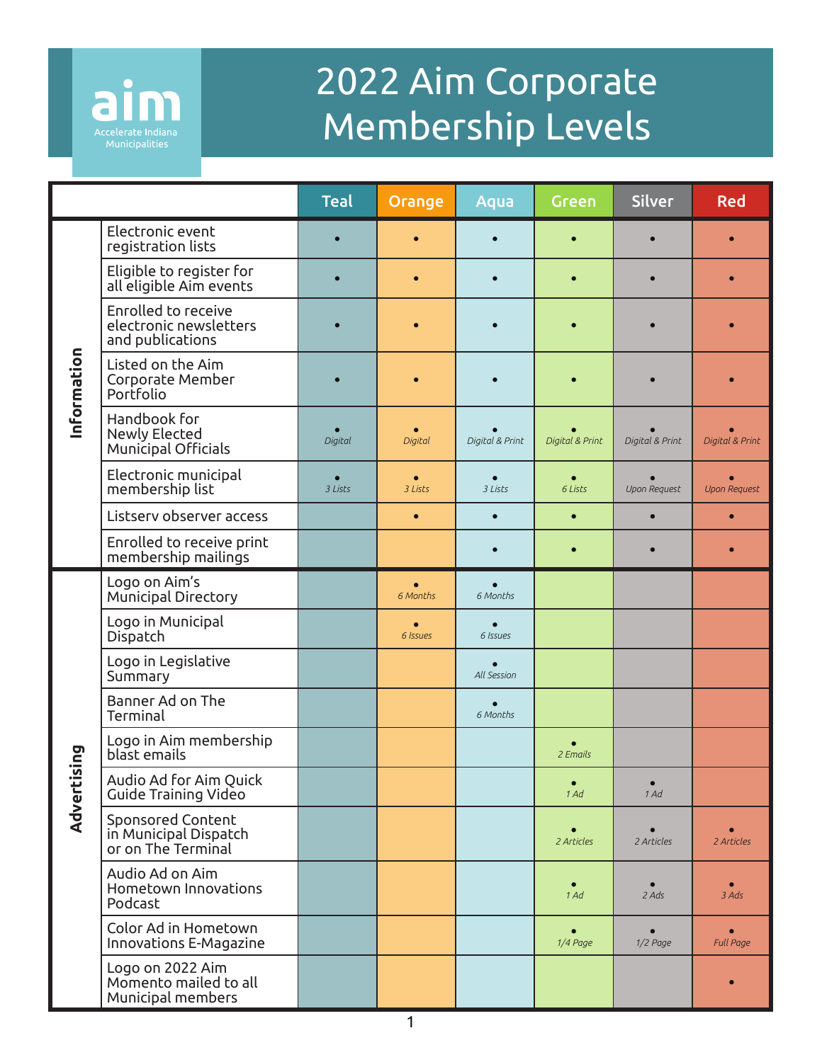# 2022 Aim Corporate Membership Levels

aim
Accelerate Indiana Municipalities

| | | Teal | Orange | Aqua | Green | Silver | Red |
|---|---|---|---|---|---|---|---|
| Information | Electronic event registration lists | • | • | • | • | • | • |
| | Eligible to register for all eligible Aim events | • | • | • | • | • | • |
| | Enrolled to receive electronic newsletters and publications | • | • | • | • | • | • |
| | Listed on the Aim Corporate Member Portfolio | • | • | • | • | • | • |
| | Handbook for Newly Elected Municipal Officials | • *Digital* | • *Digital* | • *Digital & Print* | • *Digital & Print* | • *Digital & Print* | • *Digital & Print* |
| | Electronic municipal membership list | • *3 Lists* | • *3 Lists* | • *3 Lists* | • *6 Lists* | • *Upon Request* | • *Upon Request* |
| | Listserv observer access | | • | • | • | • | • |
| | Enrolled to receive print membership mailings | | | • | • | • | • |
| Advertising | Logo on Aim's Municipal Directory | | • *6 Months* | • *6 Months* | | | |
| | Logo in Municipal Dispatch | | • *6 Issues* | • *6 Issues* | | | |
| | Logo in Legislative Summary | | | • *All Session* | | | |
| | Banner Ad on The Terminal | | | • *6 Months* | | | |
| | Logo in Aim membership blast emails | | | | • *2 Emails* | | |
| | Audio Ad for Aim Quick Guide Training Video | | | | • *1 Ad* | • *1 Ad* | |
| | Sponsored Content in Municipal Dispatch or on The Terminal | | | | • *2 Articles* | • *2 Articles* | • *2 Articles* |
| | Audio Ad on Aim Hometown Innovations Podcast | | | | • *1 Ad* | • *2 Ads* | • *3 Ads* |
| | Color Ad in Hometown Innovations E-Magazine | | | | • *1/4 Page* | • *1/2 Page* | • *Full Page* |
| | Logo on 2022 Aim Momento mailed to all Municipal members | | | | | | • |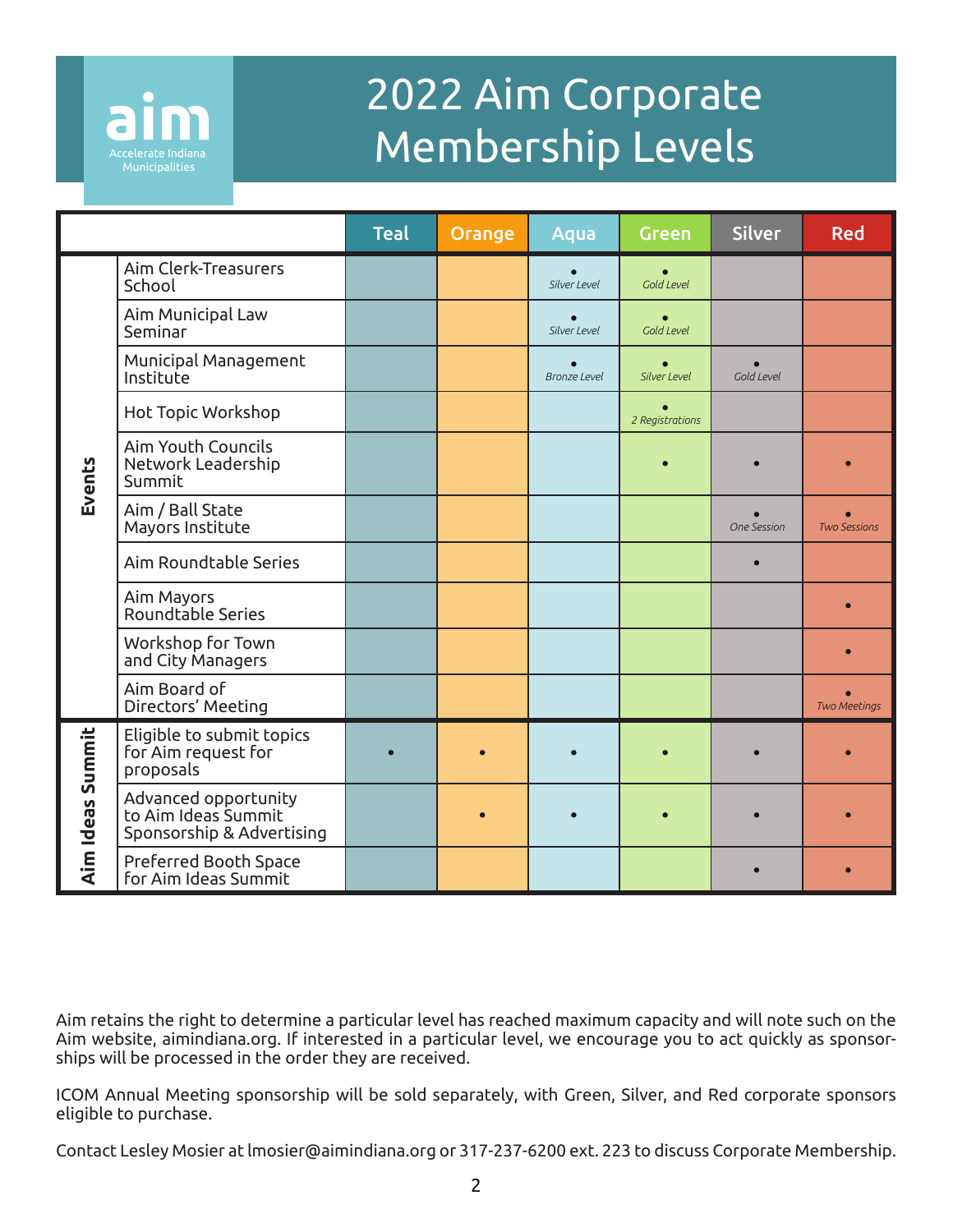# 2022 Aim Corporate Membership Levels

aim
Accelerate Indiana Municipalities

| | | Teal | Orange | Aqua | Green | Silver | Red |
|---|---|---|---|---|---|---|---|
| Events | Aim Clerk-Treasurers School | | | • *Silver Level* | • *Gold Level* | | |
| | Aim Municipal Law Seminar | | | • *Silver Level* | • *Gold Level* | | |
| | Municipal Management Institute | | | • *Bronze Level* | • *Silver Level* | • *Gold Level* | |
| | Hot Topic Workshop | | | | • *2 Registrations* | | |
| | Aim Youth Councils Network Leadership Summit | | | | • | • | • |
| | Aim / Ball State Mayors Institute | | | | | • *One Session* | • *Two Sessions* |
| | Aim Roundtable Series | | | | | • | |
| | Aim Mayors Roundtable Series | | | | | | • |
| | Workshop for Town and City Managers | | | | | | • |
| | Aim Board of Directors' Meeting | | | | | | • *Two Meetings* |
| Aim Ideas Summit | Eligible to submit topics for Aim request for proposals | • | • | • | • | • | • |
| | Advanced opportunity to Aim Ideas Summit Sponsorship & Advertising | | • | • | • | • | • |
| | Preferred Booth Space for Aim Ideas Summit | | | | | • | • |

Aim retains the right to determine a particular level has reached maximum capacity and will note such on the Aim website, aimindiana.org. If interested in a particular level, we encourage you to act quickly as sponsorships will be processed in the order they are received.

ICOM Annual Meeting sponsorship will be sold separately, with Green, Silver, and Red corporate sponsors eligible to purchase.

Contact Lesley Mosier at lmosier@aimindiana.org or 317-237-6200 ext. 223 to discuss Corporate Membership.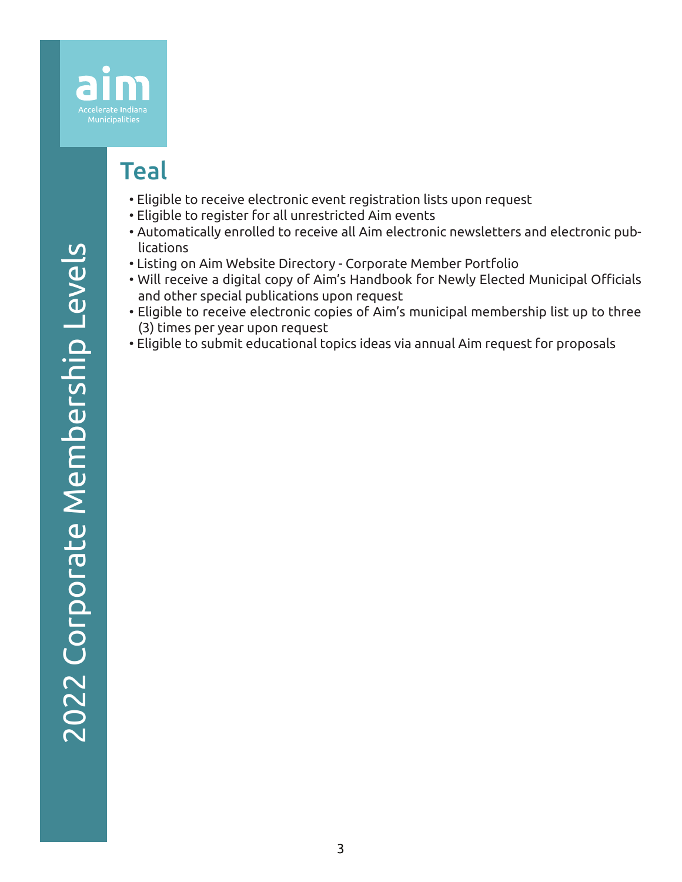# 2022 Corporate Membership Levels

## Teal

- Eligible to receive electronic event registration lists upon request
- Eligible to register for all unrestricted Aim events
- Automatically enrolled to receive all Aim electronic newsletters and electronic publications
- Listing on Aim Website Directory - Corporate Member Portfolio
- Will receive a digital copy of Aim's Handbook for Newly Elected Municipal Officials and other special publications upon request
- Eligible to receive electronic copies of Aim's municipal membership list up to three (3) times per year upon request
- Eligible to submit educational topics ideas via annual Aim request for proposals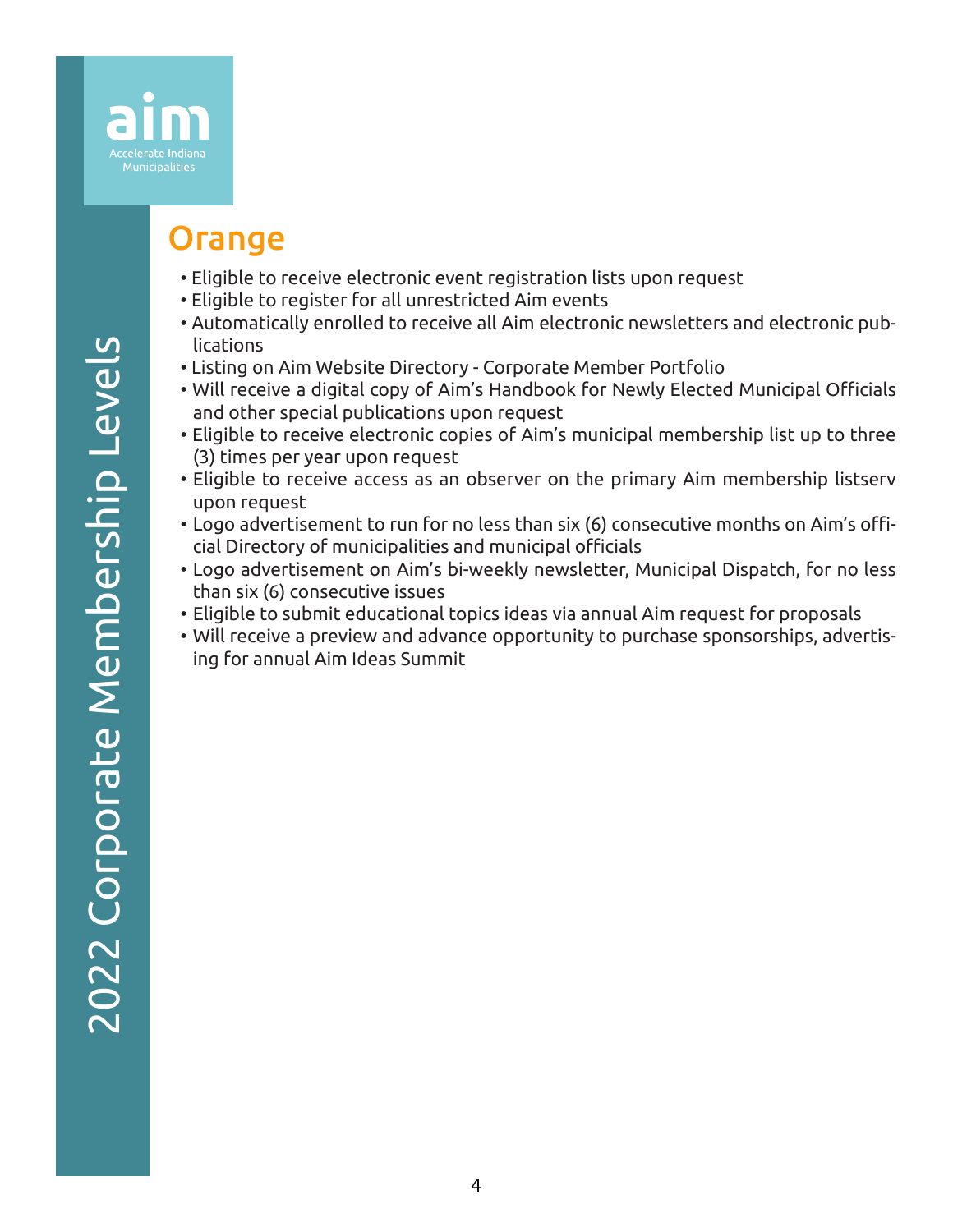## Orange

- Eligible to receive electronic event registration lists upon request
- Eligible to register for all unrestricted Aim events
- Automatically enrolled to receive all Aim electronic newsletters and electronic publications
- Listing on Aim Website Directory - Corporate Member Portfolio
- Will receive a digital copy of Aim's Handbook for Newly Elected Municipal Officials and other special publications upon request
- Eligible to receive electronic copies of Aim's municipal membership list up to three (3) times per year upon request
- Eligible to receive access as an observer on the primary Aim membership listserv upon request
- Logo advertisement to run for no less than six (6) consecutive months on Aim's official Directory of municipalities and municipal officials
- Logo advertisement on Aim's bi-weekly newsletter, Municipal Dispatch, for no less than six (6) consecutive issues
- Eligible to submit educational topics ideas via annual Aim request for proposals
- Will receive a preview and advance opportunity to purchase sponsorships, advertising for annual Aim Ideas Summit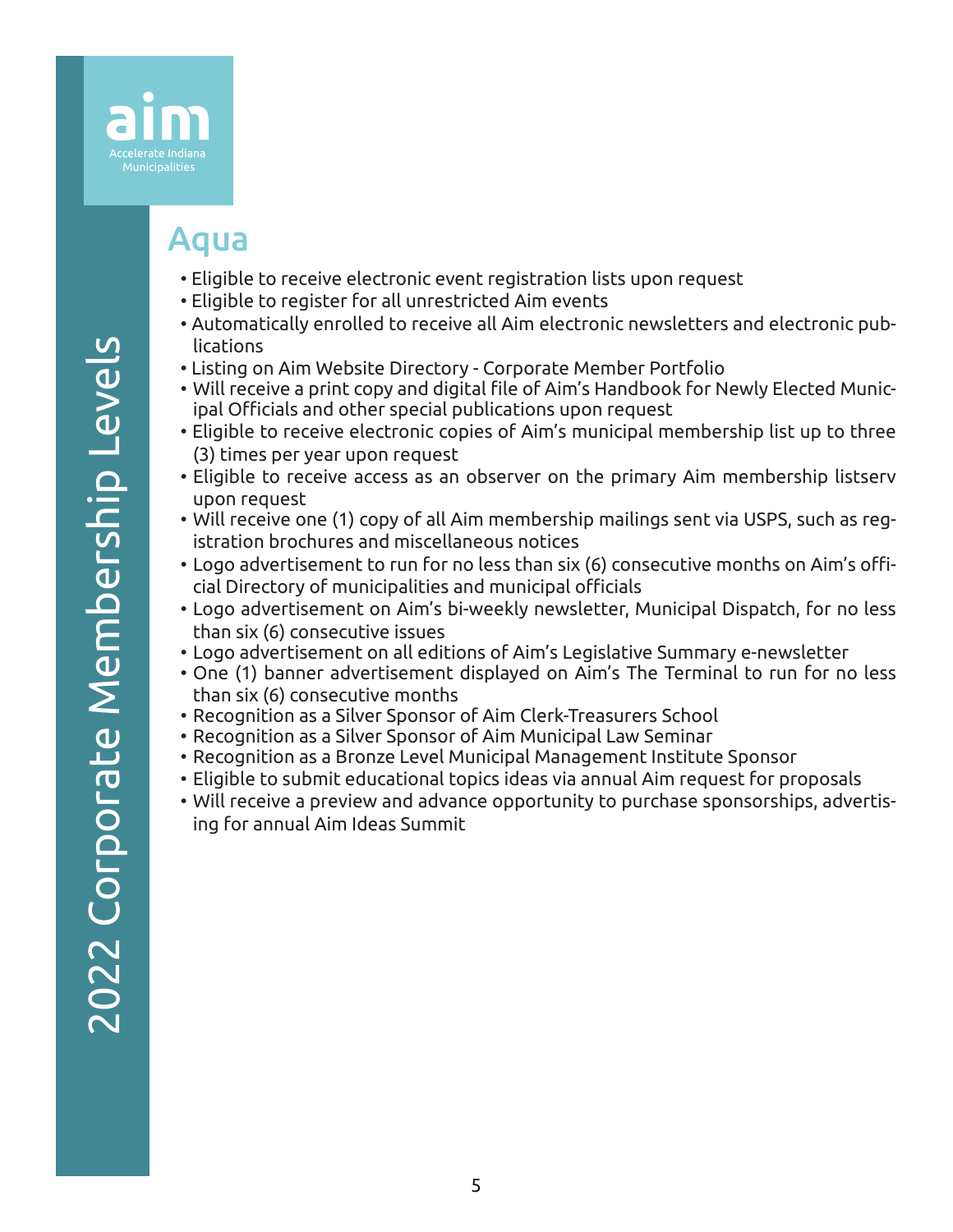## Aqua

- Eligible to receive electronic event registration lists upon request
- Eligible to register for all unrestricted Aim events
- Automatically enrolled to receive all Aim electronic newsletters and electronic publications
- Listing on Aim Website Directory - Corporate Member Portfolio
- Will receive a print copy and digital file of Aim's Handbook for Newly Elected Municipal Officials and other special publications upon request
- Eligible to receive electronic copies of Aim's municipal membership list up to three (3) times per year upon request
- Eligible to receive access as an observer on the primary Aim membership listserv upon request
- Will receive one (1) copy of all Aim membership mailings sent via USPS, such as registration brochures and miscellaneous notices
- Logo advertisement to run for no less than six (6) consecutive months on Aim's official Directory of municipalities and municipal officials
- Logo advertisement on Aim's bi-weekly newsletter, Municipal Dispatch, for no less than six (6) consecutive issues
- Logo advertisement on all editions of Aim's Legislative Summary e-newsletter
- One (1) banner advertisement displayed on Aim's The Terminal to run for no less than six (6) consecutive months
- Recognition as a Silver Sponsor of Aim Clerk-Treasurers School
- Recognition as a Silver Sponsor of Aim Municipal Law Seminar
- Recognition as a Bronze Level Municipal Management Institute Sponsor
- Eligible to submit educational topics ideas via annual Aim request for proposals
- Will receive a preview and advance opportunity to purchase sponsorships, advertising for annual Aim Ideas Summit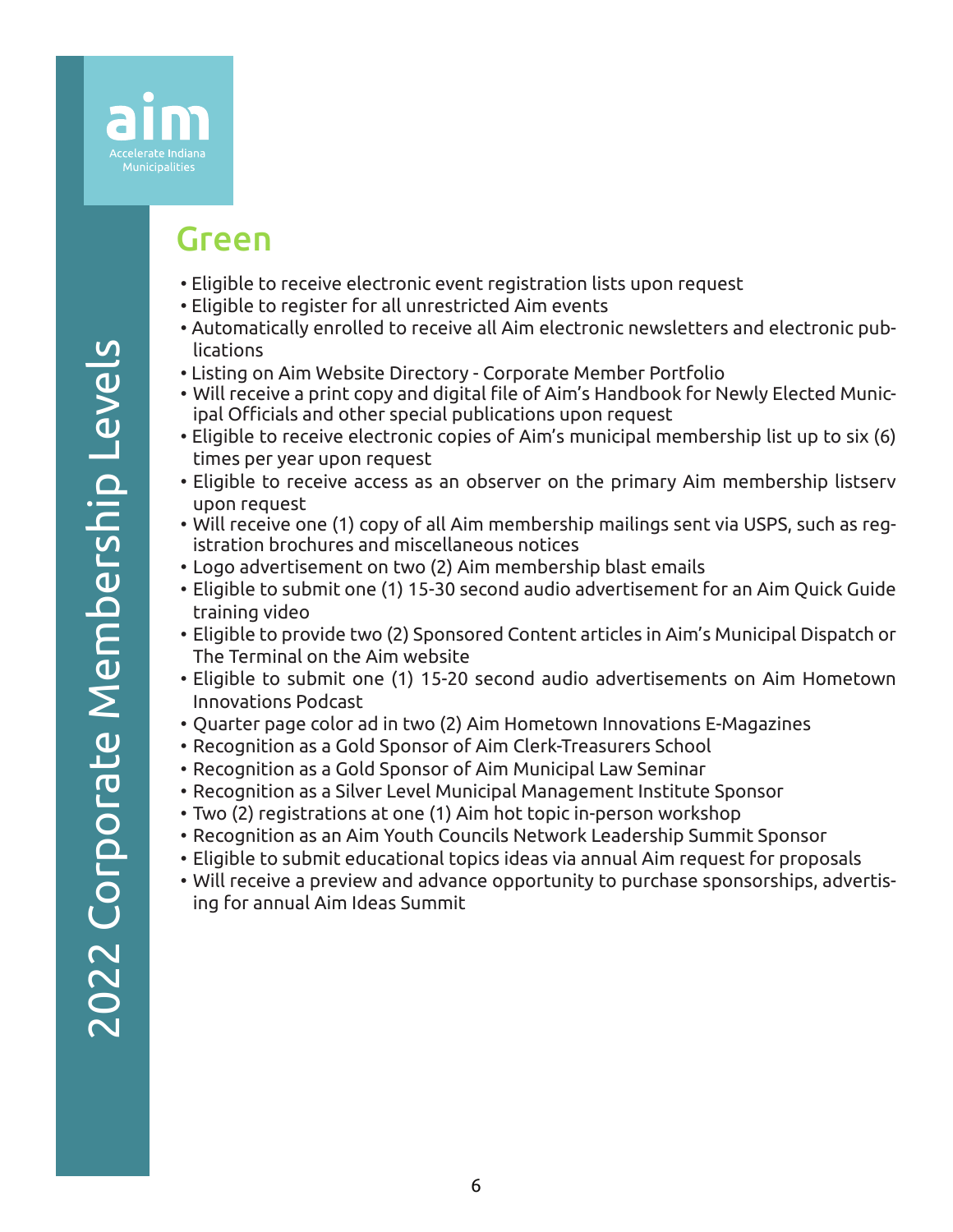## Green

- Eligible to receive electronic event registration lists upon request
- Eligible to register for all unrestricted Aim events
- Automatically enrolled to receive all Aim electronic newsletters and electronic publications
- Listing on Aim Website Directory - Corporate Member Portfolio
- Will receive a print copy and digital file of Aim's Handbook for Newly Elected Municipal Officials and other special publications upon request
- Eligible to receive electronic copies of Aim's municipal membership list up to six (6) times per year upon request
- Eligible to receive access as an observer on the primary Aim membership listserv upon request
- Will receive one (1) copy of all Aim membership mailings sent via USPS, such as registration brochures and miscellaneous notices
- Logo advertisement on two (2) Aim membership blast emails
- Eligible to submit one (1) 15-30 second audio advertisement for an Aim Quick Guide training video
- Eligible to provide two (2) Sponsored Content articles in Aim's Municipal Dispatch or The Terminal on the Aim website
- Eligible to submit one (1) 15-20 second audio advertisements on Aim Hometown Innovations Podcast
- Quarter page color ad in two (2) Aim Hometown Innovations E-Magazines
- Recognition as a Gold Sponsor of Aim Clerk-Treasurers School
- Recognition as a Gold Sponsor of Aim Municipal Law Seminar
- Recognition as a Silver Level Municipal Management Institute Sponsor
- Two (2) registrations at one (1) Aim hot topic in-person workshop
- Recognition as an Aim Youth Councils Network Leadership Summit Sponsor
- Eligible to submit educational topics ideas via annual Aim request for proposals
- Will receive a preview and advance opportunity to purchase sponsorships, advertising for annual Aim Ideas Summit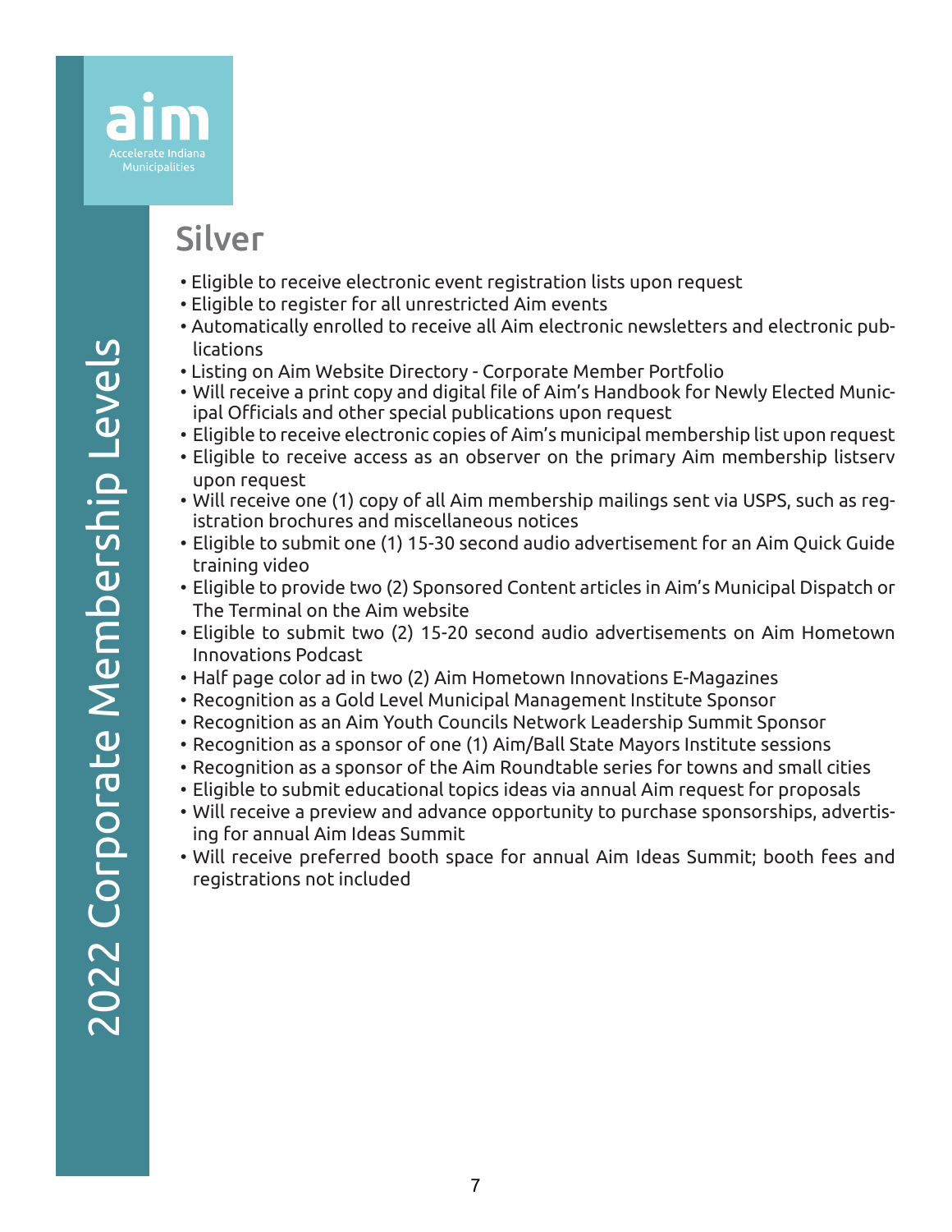## Silver

- Eligible to receive electronic event registration lists upon request
- Eligible to register for all unrestricted Aim events
- Automatically enrolled to receive all Aim electronic newsletters and electronic publications
- Listing on Aim Website Directory - Corporate Member Portfolio
- Will receive a print copy and digital file of Aim's Handbook for Newly Elected Municipal Officials and other special publications upon request
- Eligible to receive electronic copies of Aim's municipal membership list upon request
- Eligible to receive access as an observer on the primary Aim membership listserv upon request
- Will receive one (1) copy of all Aim membership mailings sent via USPS, such as registration brochures and miscellaneous notices
- Eligible to submit one (1) 15-30 second audio advertisement for an Aim Quick Guide training video
- Eligible to provide two (2) Sponsored Content articles in Aim's Municipal Dispatch or The Terminal on the Aim website
- Eligible to submit two (2) 15-20 second audio advertisements on Aim Hometown Innovations Podcast
- Half page color ad in two (2) Aim Hometown Innovations E-Magazines
- Recognition as a Gold Level Municipal Management Institute Sponsor
- Recognition as an Aim Youth Councils Network Leadership Summit Sponsor
- Recognition as a sponsor of one (1) Aim/Ball State Mayors Institute sessions
- Recognition as a sponsor of the Aim Roundtable series for towns and small cities
- Eligible to submit educational topics ideas via annual Aim request for proposals
- Will receive a preview and advance opportunity to purchase sponsorships, advertising for annual Aim Ideas Summit
- Will receive preferred booth space for annual Aim Ideas Summit; booth fees and registrations not included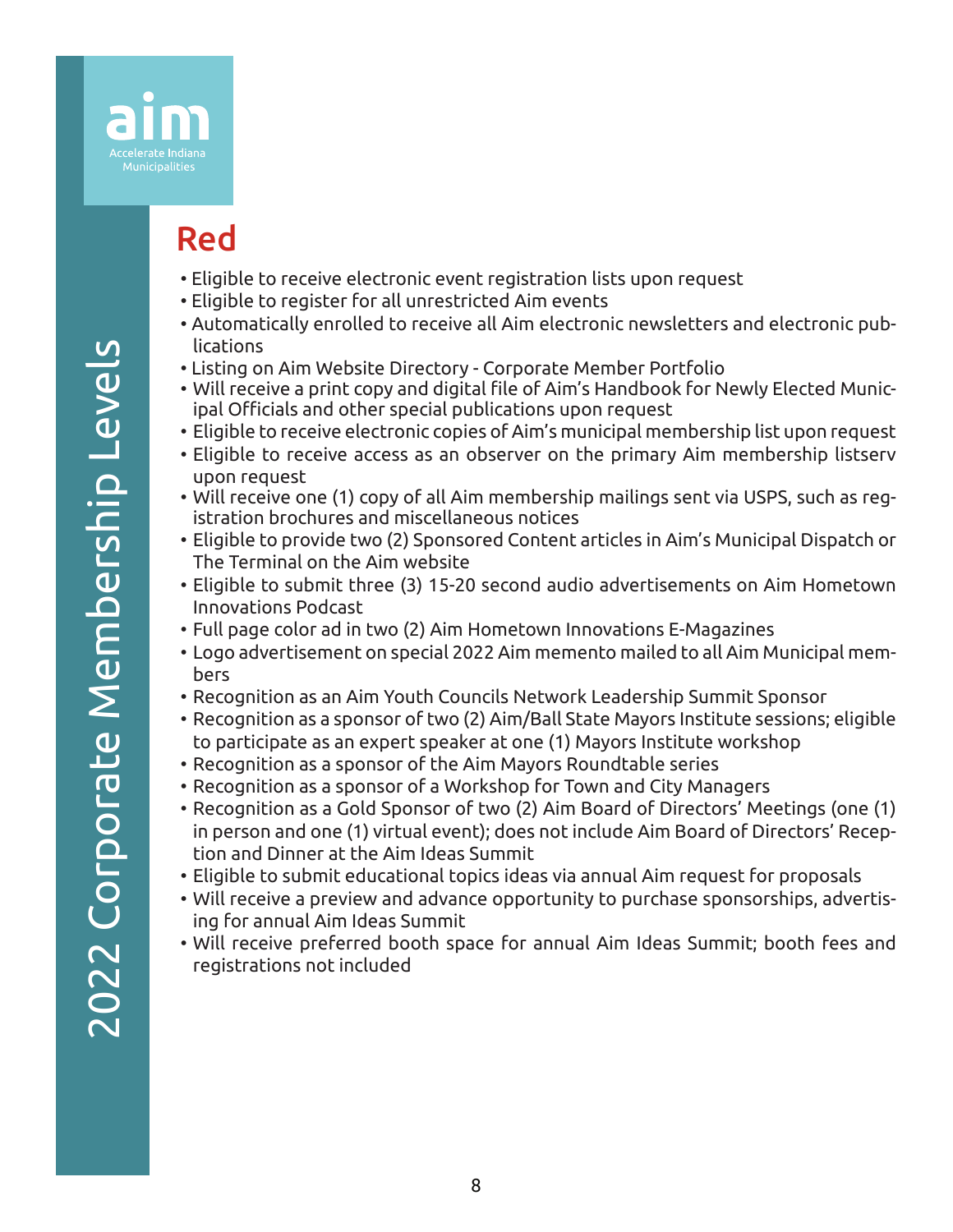# Red

- Eligible to receive electronic event registration lists upon request
- Eligible to register for all unrestricted Aim events
- Automatically enrolled to receive all Aim electronic newsletters and electronic publications
- Listing on Aim Website Directory - Corporate Member Portfolio
- Will receive a print copy and digital file of Aim's Handbook for Newly Elected Municipal Officials and other special publications upon request
- Eligible to receive electronic copies of Aim's municipal membership list upon request
- Eligible to receive access as an observer on the primary Aim membership listserv upon request
- Will receive one (1) copy of all Aim membership mailings sent via USPS, such as registration brochures and miscellaneous notices
- Eligible to provide two (2) Sponsored Content articles in Aim's Municipal Dispatch or The Terminal on the Aim website
- Eligible to submit three (3) 15-20 second audio advertisements on Aim Hometown Innovations Podcast
- Full page color ad in two (2) Aim Hometown Innovations E-Magazines
- Logo advertisement on special 2022 Aim memento mailed to all Aim Municipal members
- Recognition as an Aim Youth Councils Network Leadership Summit Sponsor
- Recognition as a sponsor of two (2) Aim/Ball State Mayors Institute sessions; eligible to participate as an expert speaker at one (1) Mayors Institute workshop
- Recognition as a sponsor of the Aim Mayors Roundtable series
- Recognition as a sponsor of a Workshop for Town and City Managers
- Recognition as a Gold Sponsor of two (2) Aim Board of Directors' Meetings (one (1) in person and one (1) virtual event); does not include Aim Board of Directors' Reception and Dinner at the Aim Ideas Summit
- Eligible to submit educational topics ideas via annual Aim request for proposals
- Will receive a preview and advance opportunity to purchase sponsorships, advertising for annual Aim Ideas Summit
- Will receive preferred booth space for annual Aim Ideas Summit; booth fees and registrations not included